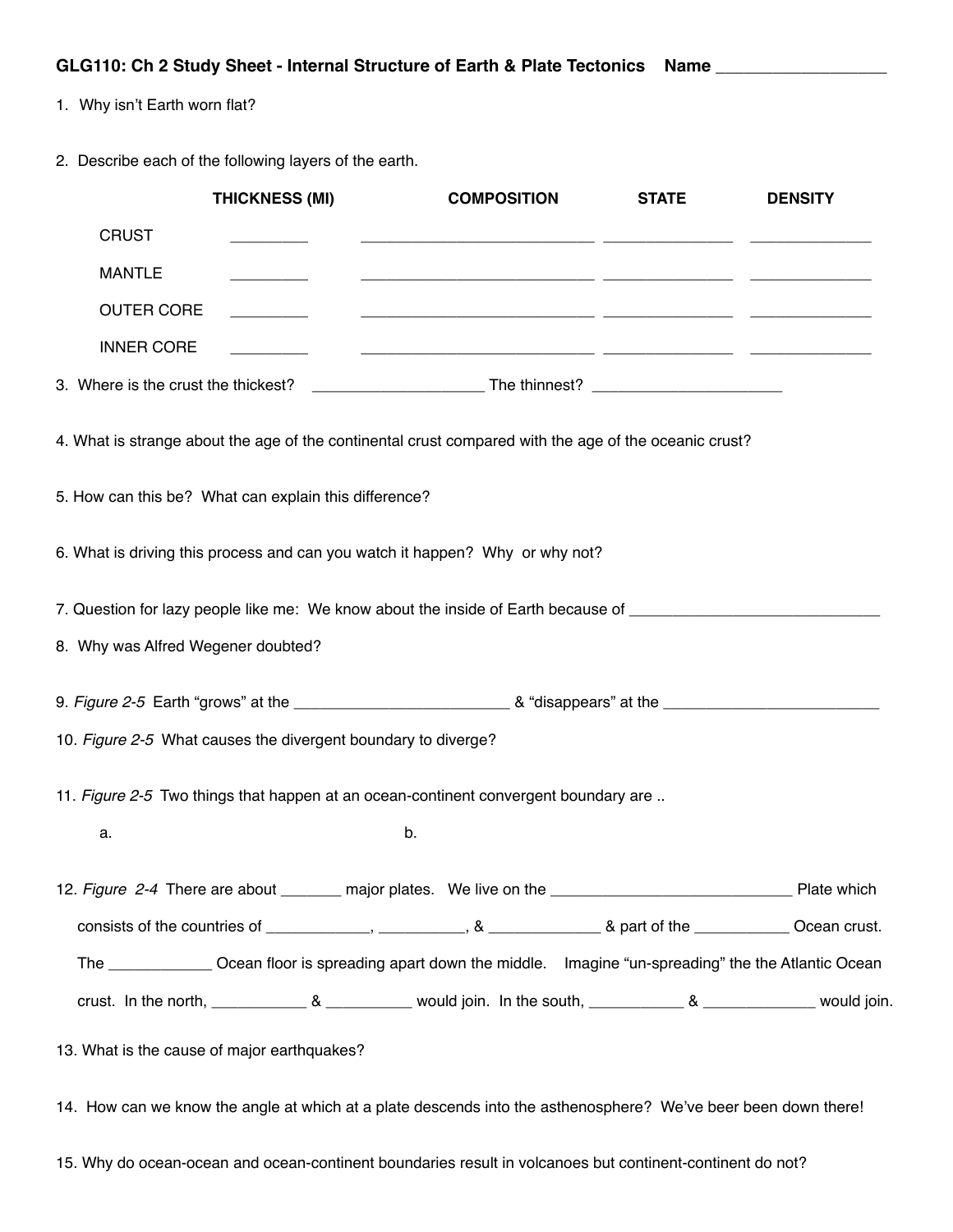# GLG110: Ch 2 Study Sheet - Internal Structure of Earth & Plate Tectonics    Name ___________________

1. Why isn't Earth worn flat?

2. Describe each of the following layers of the earth.

| | THICKNESS (MI) | COMPOSITION | STATE | DENSITY |
|---|---|---|---|---|
| CRUST | _________ | ____________________________ | _______________ | ______________ |
| MANTLE | _________ | ____________________________ | _______________ | ______________ |
| OUTER CORE | _________ | ____________________________ | _______________ | ______________ |
| INNER CORE | _________ | ____________________________ | _______________ | ______________ |

3. Where is the crust the thickest? ____________________ The thinnest? ______________________

4. What is strange about the age of the continental crust compared with the age of the oceanic crust?

5. How can this be? What can explain this difference?

6. What is driving this process and can you watch it happen? Why or why not?

7. Question for lazy people like me: We know about the inside of Earth because of _____________________________

8. Why was Alfred Wegener doubted?

9. *Figure 2-5* Earth "grows" at the _________________________ & "disappears" at the _________________________

10. *Figure 2-5* What causes the divergent boundary to diverge?

11. *Figure 2-5* Two things that happen at an ocean-continent convergent boundary are ..

    a.                                        b.

12. *Figure 2-4* There are about _______ major plates. We live on the ____________________________ Plate which consists of the countries of ____________, __________, & _____________ & part of the ___________ Ocean crust. The ____________ Ocean floor is spreading apart down the middle. Imagine "un-spreading" the the Atlantic Ocean crust. In the north, ___________ & __________ would join. In the south, ___________ & _____________ would join.

13. What is the cause of major earthquakes?

14. How can we know the angle at which at a plate descends into the asthenosphere? We've beer been down there!

15. Why do ocean-ocean and ocean-continent boundaries result in volcanoes but continent-continent do not?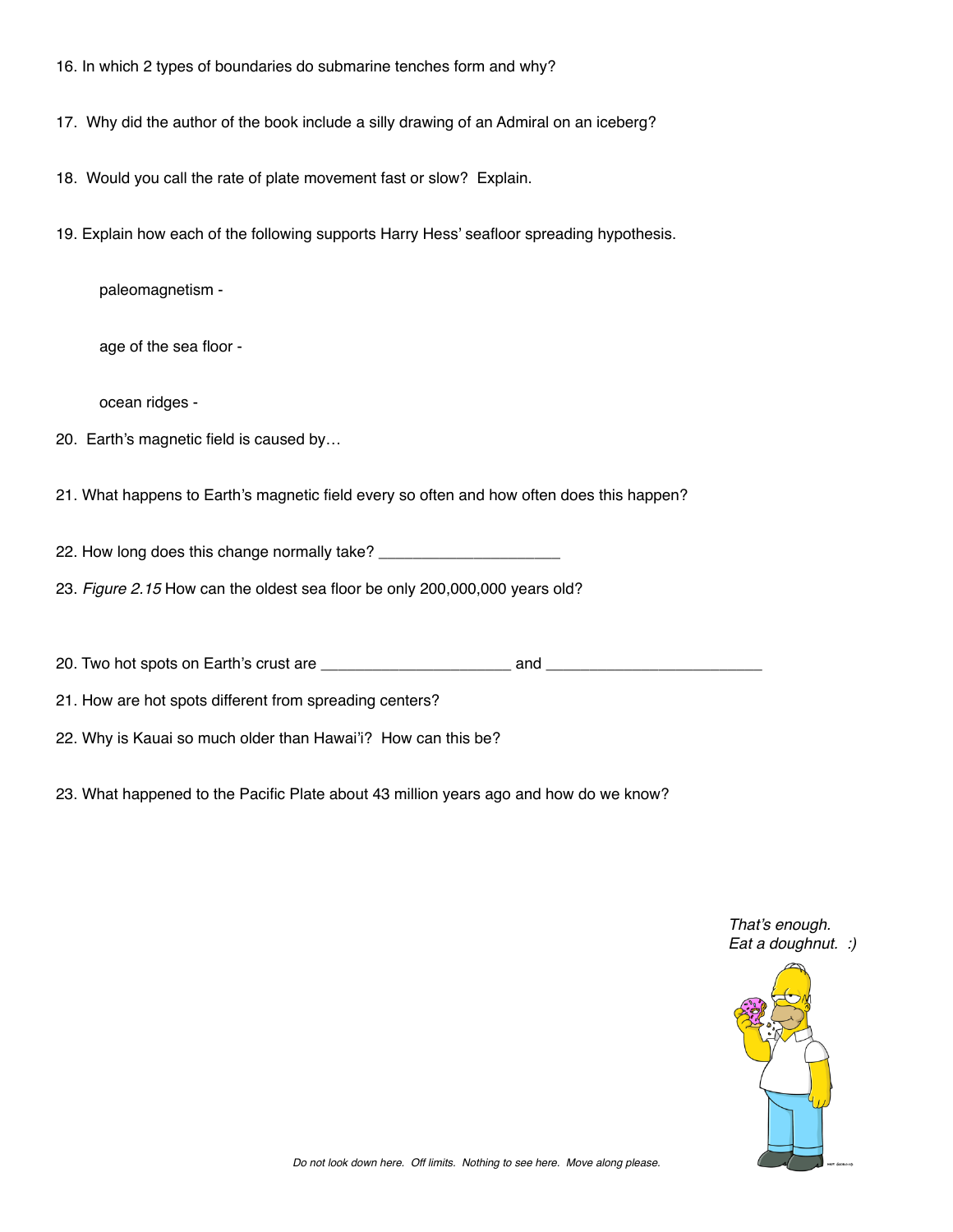16. In which 2 types of boundaries do submarine tenches form and why?

17. Why did the author of the book include a silly drawing of an Admiral on an iceberg?

18. Would you call the rate of plate movement fast or slow? Explain.

19. Explain how each of the following supports Harry Hess' seafloor spreading hypothesis.

paleomagnetism -

age of the sea floor -

ocean ridges -

20. Earth's magnetic field is caused by…

21. What happens to Earth's magnetic field every so often and how often does this happen?

22. How long does this change normally take? _____________________

23. *Figure 2.15* How can the oldest sea floor be only 200,000,000 years old?

20. Two hot spots on Earth's crust are ______________________ and _________________________

21. How are hot spots different from spreading centers?

22. Why is Kauai so much older than Hawai'i? How can this be?

23. What happened to the Pacific Plate about 43 million years ago and how do we know?

*That's enough.*
*Eat a doughnut. :)*

*Do not look down here. Off limits. Nothing to see here. Move along please.*